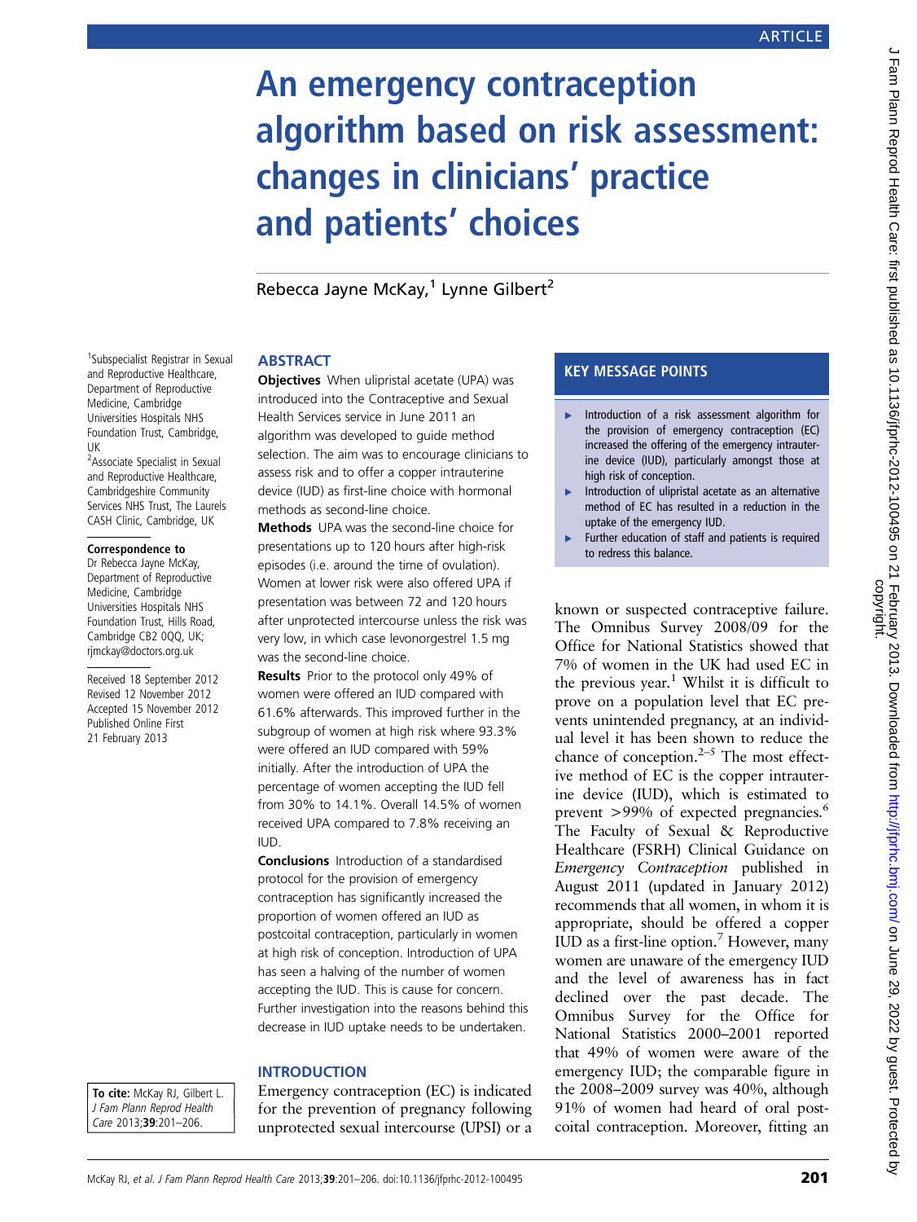# An emergency contraception algorithm based on risk assessment: changes in clinicians' practice and patients' choices

Rebecca Jayne McKay,[1] Lynne Gilbert[2]

[1]Subspecialist Registrar in Sexual and Reproductive Healthcare, Department of Reproductive Medicine, Cambridge Universities Hospitals NHS Foundation Trust, Cambridge, UK

[2]Associate Specialist in Sexual and Reproductive Healthcare, Cambridgeshire Community Services NHS Trust, The Laurels CASH Clinic, Cambridge, UK

**Correspondence to**
Dr Rebecca Jayne McKay, Department of Reproductive Medicine, Cambridge Universities Hospitals NHS Foundation Trust, Hills Road, Cambridge CB2 0QQ, UK; rjmckay@doctors.org.uk

Received 18 September 2012
Revised 12 November 2012
Accepted 15 November 2012
Published Online First 21 February 2013

**To cite:** McKay RJ, Gilbert L. *J Fam Plann Reprod Health Care* 2013;**39**:201–206.

## ABSTRACT

**Objectives** When ulipristal acetate (UPA) was introduced into the Contraceptive and Sexual Health Services service in June 2011 an algorithm was developed to guide method selection. The aim was to encourage clinicians to assess risk and to offer a copper intrauterine device (IUD) as first-line choice with hormonal methods as second-line choice.

**Methods** UPA was the second-line choice for presentations up to 120 hours after high-risk episodes (i.e. around the time of ovulation). Women at lower risk were also offered UPA if presentation was between 72 and 120 hours after unprotected intercourse unless the risk was very low, in which case levonorgestrel 1.5 mg was the second-line choice.

**Results** Prior to the protocol only 49% of women were offered an IUD compared with 61.6% afterwards. This improved further in the subgroup of women at high risk where 93.3% were offered an IUD compared with 59% initially. After the introduction of UPA the percentage of women accepting the IUD fell from 30% to 14.1%. Overall 14.5% of women received UPA compared to 7.8% receiving an IUD.

**Conclusions** Introduction of a standardised protocol for the provision of emergency contraception has significantly increased the proportion of women offered an IUD as postcoital contraception, particularly in women at high risk of conception. Introduction of UPA has seen a halving of the number of women accepting the IUD. This is cause for concern. Further investigation into the reasons behind this decrease in IUD uptake needs to be undertaken.

## KEY MESSAGE POINTS

- Introduction of a risk assessment algorithm for the provision of emergency contraception (EC) increased the offering of the emergency intrauterine device (IUD), particularly amongst those at high risk of conception.
- Introduction of ulipristal acetate as an alternative method of EC has resulted in a reduction in the uptake of the emergency IUD.
- Further education of staff and patients is required to redress this balance.

## INTRODUCTION

Emergency contraception (EC) is indicated for the prevention of pregnancy following unprotected sexual intercourse (UPSI) or a known or suspected contraceptive failure. The Omnibus Survey 2008/09 for the Office for National Statistics showed that 7% of women in the UK had used EC in the previous year.[1] Whilst it is difficult to prove on a population level that EC prevents unintended pregnancy, at an individual level it has been shown to reduce the chance of conception.[2–5] The most effective method of EC is the copper intrauterine device (IUD), which is estimated to prevent >99% of expected pregnancies.[6] The Faculty of Sexual & Reproductive Healthcare (FSRH) Clinical Guidance on *Emergency Contraception* published in August 2011 (updated in January 2012) recommends that all women, in whom it is appropriate, should be offered a copper IUD as a first-line option.[7] However, many women are unaware of the emergency IUD and the level of awareness has in fact declined over the past decade. The Omnibus Survey for the Office for National Statistics 2000–2001 reported that 49% of women were aware of the emergency IUD; the comparable figure in the 2008–2009 survey was 40%, although 91% of women had heard of oral postcoital contraception. Moreover, fitting an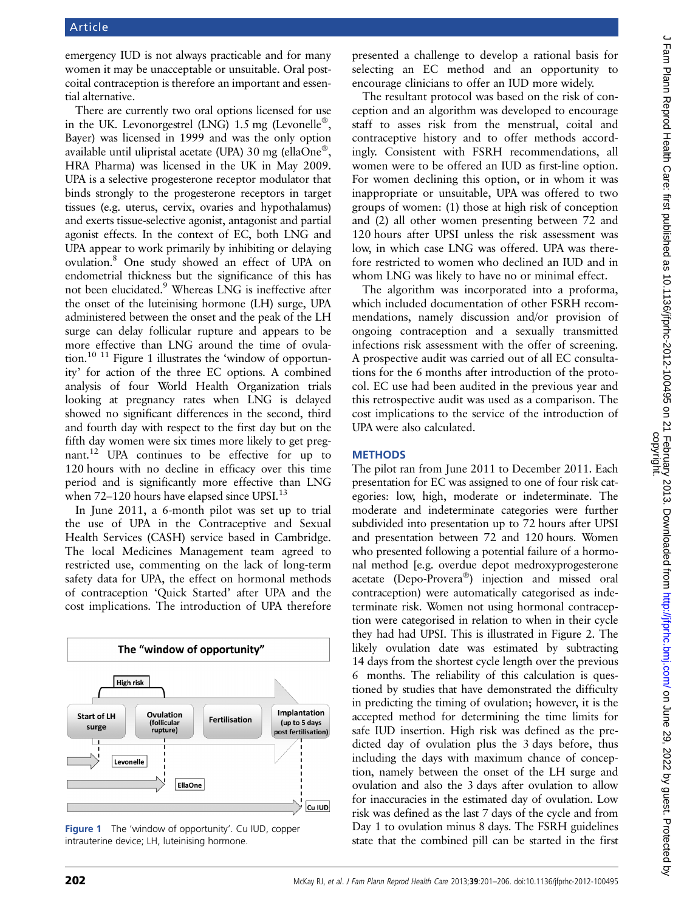emergency IUD is not always practicable and for many women it may be unacceptable or unsuitable. Oral postcoital contraception is therefore an important and essential alternative.

There are currently two oral options licensed for use in the UK. Levonorgestrel (LNG) 1.5 mg (Levonelle®, Bayer) was licensed in 1999 and was the only option available until ulipristal acetate (UPA) 30 mg (ellaOne®, HRA Pharma) was licensed in the UK in May 2009. UPA is a selective progesterone receptor modulator that binds strongly to the progesterone receptors in target tissues (e.g. uterus, cervix, ovaries and hypothalamus) and exerts tissue-selective agonist, antagonist and partial agonist effects. In the context of EC, both LNG and UPA appear to work primarily by inhibiting or delaying ovulation.[8] One study showed an effect of UPA on endometrial thickness but the significance of this has not been elucidated.[9] Whereas LNG is ineffective after the onset of the luteinising hormone (LH) surge, UPA administered between the onset and the peak of the LH surge can delay follicular rupture and appears to be more effective than LNG around the time of ovulation.[10 11] Figure 1 illustrates the 'window of opportunity' for action of the three EC options. A combined analysis of four World Health Organization trials looking at pregnancy rates when LNG is delayed showed no significant differences in the second, third and fourth day with respect to the first day but on the fifth day women were six times more likely to get pregnant.[12] UPA continues to be effective for up to 120 hours with no decline in efficacy over this time period and is significantly more effective than LNG when 72–120 hours have elapsed since UPSI.[13]

In June 2011, a 6-month pilot was set up to trial the use of UPA in the Contraceptive and Sexual Health Services (CASH) service based in Cambridge. The local Medicines Management team agreed to restricted use, commenting on the lack of long-term safety data for UPA, the effect on hormonal methods of contraception 'Quick Started' after UPA and the cost implications. The introduction of UPA therefore

Figure 1 The 'window of opportunity'. Cu IUD, copper intrauterine device; LH, luteinising hormone.

presented a challenge to develop a rational basis for selecting an EC method and an opportunity to encourage clinicians to offer an IUD more widely.

The resultant protocol was based on the risk of conception and an algorithm was developed to encourage staff to asses risk from the menstrual, coital and contraceptive history and to offer methods accordingly. Consistent with FSRH recommendations, all women were to be offered an IUD as first-line option. For women declining this option, or in whom it was inappropriate or unsuitable, UPA was offered to two groups of women: (1) those at high risk of conception and (2) all other women presenting between 72 and 120 hours after UPSI unless the risk assessment was low, in which case LNG was offered. UPA was therefore restricted to women who declined an IUD and in whom LNG was likely to have no or minimal effect.

The algorithm was incorporated into a proforma, which included documentation of other FSRH recommendations, namely discussion and/or provision of ongoing contraception and a sexually transmitted infections risk assessment with the offer of screening. A prospective audit was carried out of all EC consultations for the 6 months after introduction of the protocol. EC use had been audited in the previous year and this retrospective audit was used as a comparison. The cost implications to the service of the introduction of UPA were also calculated.

## METHODS

The pilot ran from June 2011 to December 2011. Each presentation for EC was assigned to one of four risk categories: low, high, moderate or indeterminate. The moderate and indeterminate categories were further subdivided into presentation up to 72 hours after UPSI and presentation between 72 and 120 hours. Women who presented following a potential failure of a hormonal method [e.g. overdue depot medroxyprogesterone acetate (Depo-Provera®) injection and missed oral contraception) were automatically categorised as indeterminate risk. Women not using hormonal contraception were categorised in relation to when in their cycle they had had UPSI. This is illustrated in Figure 2. The likely ovulation date was estimated by subtracting 14 days from the shortest cycle length over the previous 6 months. The reliability of this calculation is questioned by studies that have demonstrated the difficulty in predicting the timing of ovulation; however, it is the accepted method for determining the time limits for safe IUD insertion. High risk was defined as the predicted day of ovulation plus the 3 days before, thus including the days with maximum chance of conception, namely between the onset of the LH surge and ovulation and also the 3 days after ovulation to allow for inaccuracies in the estimated day of ovulation. Low risk was defined as the last 7 days of the cycle and from Day 1 to ovulation minus 8 days. The FSRH guidelines state that the combined pill can be started in the first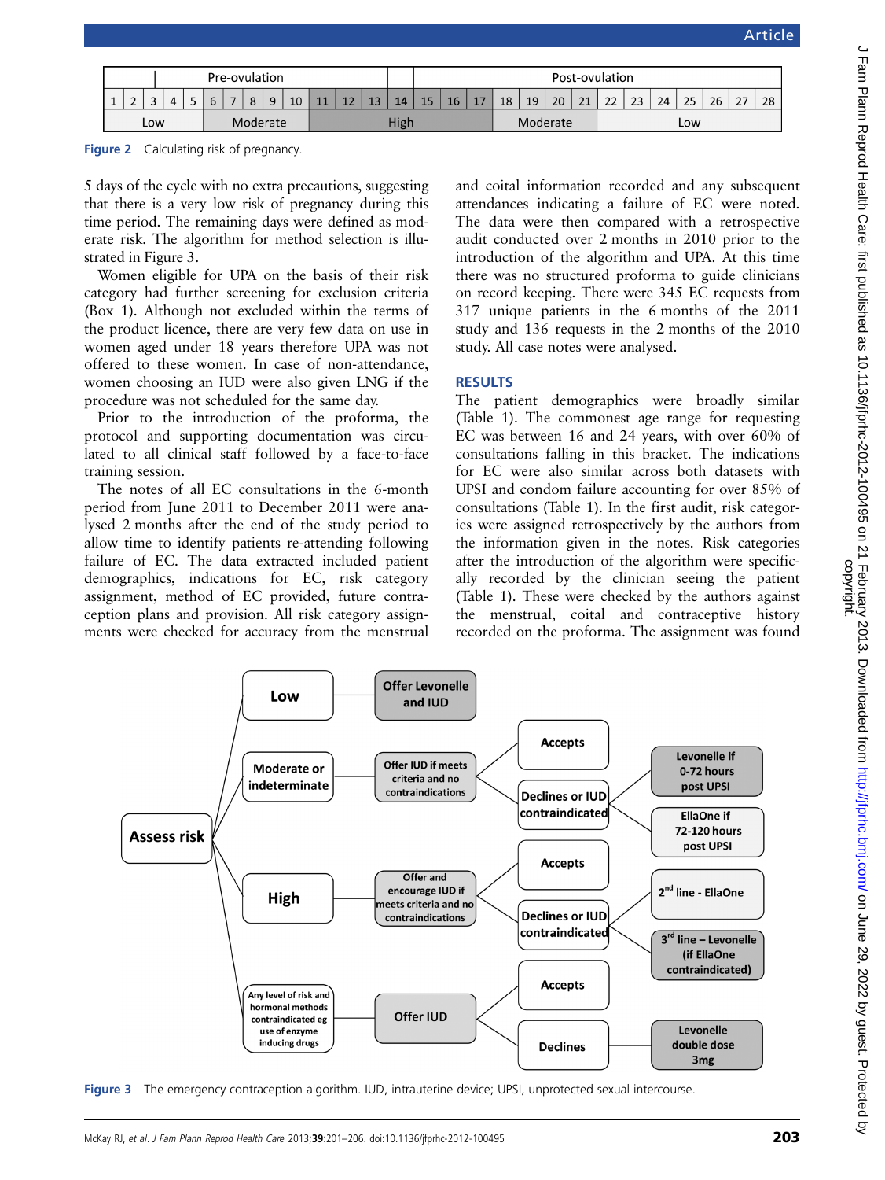| | | | | | | | | Pre-ovulation | | | | | | | | | | | | | Post-ovulation | | | | | | |
|---|---|---|---|---|---|---|---|---|---|---|---|---|---|---|---|---|---|---|---|---|---|---|---|---|---|---|---|
| 1 | 2 | 3 | 4 | 5 | 6 | 7 | 8 | 9 | 10 | 11 | 12 | 13 | **14** | 15 | 16 | 17 | 18 | 19 | 20 | 21 | 22 | 23 | 24 | 25 | 26 | 27 | 28 |
| Low | | | | | Moderate | | | | | High | | | | | | | Moderate | | | | Low | | | | | | |

**Figure 2** Calculating risk of pregnancy.

5 days of the cycle with no extra precautions, suggesting that there is a very low risk of pregnancy during this time period. The remaining days were defined as moderate risk. The algorithm for method selection is illustrated in Figure 3.

Women eligible for UPA on the basis of their risk category had further screening for exclusion criteria (Box 1). Although not excluded within the terms of the product licence, there are very few data on use in women aged under 18 years therefore UPA was not offered to these women. In case of non-attendance, women choosing an IUD were also given LNG if the procedure was not scheduled for the same day.

Prior to the introduction of the proforma, the protocol and supporting documentation was circulated to all clinical staff followed by a face-to-face training session.

The notes of all EC consultations in the 6-month period from June 2011 to December 2011 were analysed 2 months after the end of the study period to allow time to identify patients re-attending following failure of EC. The data extracted included patient demographics, indications for EC, risk category assignment, method of EC provided, future contraception plans and provision. All risk category assignments were checked for accuracy from the menstrual and coital information recorded and any subsequent attendances indicating a failure of EC were noted. The data were then compared with a retrospective audit conducted over 2 months in 2010 prior to the introduction of the algorithm and UPA. At this time there was no structured proforma to guide clinicians on record keeping. There were 345 EC requests from 317 unique patients in the 6 months of the 2011 study and 136 requests in the 2 months of the 2010 study. All case notes were analysed.

## RESULTS

The patient demographics were broadly similar (Table 1). The commonest age range for requesting EC was between 16 and 24 years, with over 60% of consultations falling in this bracket. The indications for EC were also similar across both datasets with UPSI and condom failure accounting for over 85% of consultations (Table 1). In the first audit, risk categories were assigned retrospectively by the authors from the information given in the notes. Risk categories after the introduction of the algorithm were specifically recorded by the clinician seeing the patient (Table 1). These were checked by the authors against the menstrual, coital and contraceptive history recorded on the proforma. The assignment was found

- **Assess risk**
  - **Low** → Offer Levonelle and IUD
  - **Moderate or indeterminate** → Offer IUD if meets criteria and no contraindications
    - Accepts
    - Declines or IUD contraindicated → Levonelle if 0-72 hours post UPSI; EllaOne if 72-120 hours post UPSI
  - **High** → Offer and encourage IUD if meets criteria and no contraindications
    - Accepts
    - Declines or IUD contraindicated → 2nd line - EllaOne; 3rd line – Levonelle (if EllaOne contraindicated)
  - **Any level of risk and hormonal methods contraindicated eg use of enzyme inducing drugs** → Offer IUD
    - Accepts
    - Declines → Levonelle double dose 3mg

**Figure 3** The emergency contraception algorithm. IUD, intrauterine device; UPSI, unprotected sexual intercourse.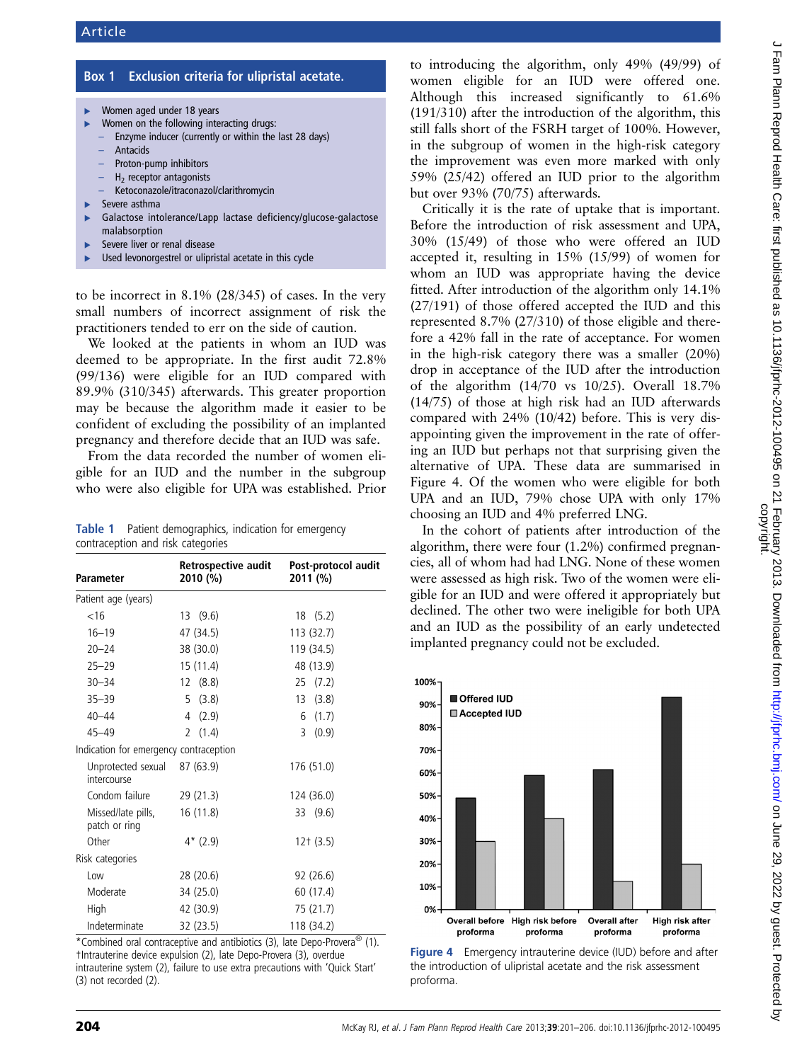**Box 1 Exclusion criteria for ulipristal acetate.**

- Women aged under 18 years
- Women on the following interacting drugs:
  - Enzyme inducer (currently or within the last 28 days)
  - Antacids
  - Proton-pump inhibitors
  - $H_2$ receptor antagonists
  - Ketoconazole/itraconazol/clarithromycin
- Severe asthma
- Galactose intolerance/Lapp lactase deficiency/glucose-galactose malabsorption
- Severe liver or renal disease
- Used levonorgestrel or ulipristal acetate in this cycle

to be incorrect in 8.1% (28/345) of cases. In the very small numbers of incorrect assignment of risk the practitioners tended to err on the side of caution.

We looked at the patients in whom an IUD was deemed to be appropriate. In the first audit 72.8% (99/136) were eligible for an IUD compared with 89.9% (310/345) afterwards. This greater proportion may be because the algorithm made it easier to be confident of excluding the possibility of an implanted pregnancy and therefore decide that an IUD was safe.

From the data recorded the number of women eligible for an IUD and the number in the subgroup who were also eligible for UPA was established. Prior to introducing the algorithm, only 49% (49/99) of women eligible for an IUD were offered one. Although this increased significantly to 61.6% (191/310) after the introduction of the algorithm, this still falls short of the FSRH target of 100%. However, in the subgroup of women in the high-risk category the improvement was even more marked with only 59% (25/42) offered an IUD prior to the algorithm but over 93% (70/75) afterwards.

Critically it is the rate of uptake that is important. Before the introduction of risk assessment and UPA, 30% (15/49) of those who were offered an IUD accepted it, resulting in 15% (15/99) of women for whom an IUD was appropriate having the device fitted. After introduction of the algorithm only 14.1% (27/191) of those offered accepted the IUD and this represented 8.7% (27/310) of those eligible and therefore a 42% fall in the rate of acceptance. For women in the high-risk category there was a smaller (20%) drop in acceptance of the IUD after the introduction of the algorithm (14/70 vs 10/25). Overall 18.7% (14/75) of those at high risk had an IUD afterwards compared with 24% (10/42) before. This is very disappointing given the improvement in the rate of offering an IUD but perhaps not that surprising given the alternative of UPA. These data are summarised in Figure 4. Of the women who were eligible for both UPA and an IUD, 79% chose UPA with only 17% choosing an IUD and 4% preferred LNG.

In the cohort of patients after introduction of the algorithm, there were four (1.2%) confirmed pregnancies, all of whom had had LNG. None of these women were assessed as high risk. Two of the women were eligible for an IUD and were offered it appropriately but declined. The other two were ineligible for both UPA and an IUD as the possibility of an early undetected implanted pregnancy could not be excluded.

**Table 1** Patient demographics, indication for emergency contraception and risk categories

| Parameter | Retrospective audit 2010 (%) | Post-protocol audit 2011 (%) |
|---|---|---|
| Patient age (years) | | |
| <16 | 13 (9.6) | 18 (5.2) |
| 16–19 | 47 (34.5) | 113 (32.7) |
| 20–24 | 38 (30.0) | 119 (34.5) |
| 25–29 | 15 (11.4) | 48 (13.9) |
| 30–34 | 12 (8.8) | 25 (7.2) |
| 35–39 | 5 (3.8) | 13 (3.8) |
| 40–44 | 4 (2.9) | 6 (1.7) |
| 45–49 | 2 (1.4) | 3 (0.9) |
| Indication for emergency contraception | | |
| Unprotected sexual intercourse | 87 (63.9) | 176 (51.0) |
| Condom failure | 29 (21.3) | 124 (36.0) |
| Missed/late pills, patch or ring | 16 (11.8) | 33 (9.6) |
| Other | 4* (2.9) | 12† (3.5) |
| Risk categories | | |
| Low | 28 (20.6) | 92 (26.6) |
| Moderate | 34 (25.0) | 60 (17.4) |
| High | 42 (30.9) | 75 (21.7) |
| Indeterminate | 32 (23.5) | 118 (34.2) |

*Combined oral contraceptive and antibiotics (3), late Depo-Provera® (1).
†Intrauterine device expulsion (2), late Depo-Provera (3), overdue intrauterine system (2), failure to use extra precautions with 'Quick Start' (3) not recorded (2).

**Figure 4** Emergency intrauterine device (IUD) before and after the introduction of ulipristal acetate and the risk assessment proforma.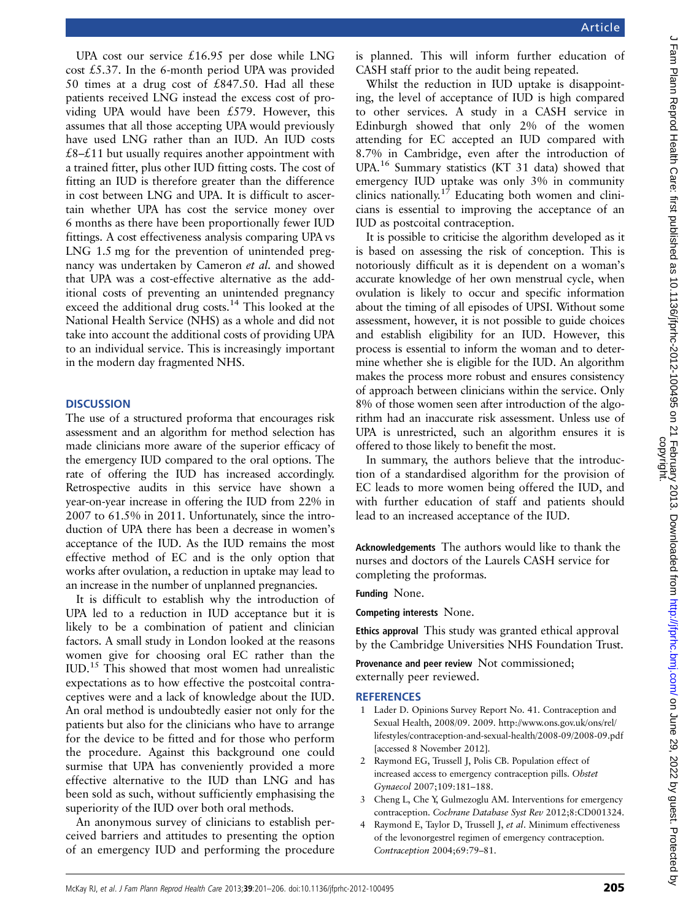UPA cost our service £16.95 per dose while LNG cost £5.37. In the 6-month period UPA was provided 50 times at a drug cost of £847.50. Had all these patients received LNG instead the excess cost of providing UPA would have been £579. However, this assumes that all those accepting UPA would previously have used LNG rather than an IUD. An IUD costs £8–£11 but usually requires another appointment with a trained fitter, plus other IUD fitting costs. The cost of fitting an IUD is therefore greater than the difference in cost between LNG and UPA. It is difficult to ascertain whether UPA has cost the service money over 6 months as there have been proportionally fewer IUD fittings. A cost effectiveness analysis comparing UPA vs LNG 1.5 mg for the prevention of unintended pregnancy was undertaken by Cameron *et al.* and showed that UPA was a cost-effective alternative as the additional costs of preventing an unintended pregnancy exceed the additional drug costs.[14] This looked at the National Health Service (NHS) as a whole and did not take into account the additional costs of providing UPA to an individual service. This is increasingly important in the modern day fragmented NHS.

## DISCUSSION

The use of a structured proforma that encourages risk assessment and an algorithm for method selection has made clinicians more aware of the superior efficacy of the emergency IUD compared to the oral options. The rate of offering the IUD has increased accordingly. Retrospective audits in this service have shown a year-on-year increase in offering the IUD from 22% in 2007 to 61.5% in 2011. Unfortunately, since the introduction of UPA there has been a decrease in women's acceptance of the IUD. As the IUD remains the most effective method of EC and is the only option that works after ovulation, a reduction in uptake may lead to an increase in the number of unplanned pregnancies.

It is difficult to establish why the introduction of UPA led to a reduction in IUD acceptance but it is likely to be a combination of patient and clinician factors. A small study in London looked at the reasons women give for choosing oral EC rather than the IUD.[15] This showed that most women had unrealistic expectations as to how effective the postcoital contraceptives were and a lack of knowledge about the IUD. An oral method is undoubtedly easier not only for the patients but also for the clinicians who have to arrange for the device to be fitted and for those who perform the procedure. Against this background one could surmise that UPA has conveniently provided a more effective alternative to the IUD than LNG and has been sold as such, without sufficiently emphasising the superiority of the IUD over both oral methods.

An anonymous survey of clinicians to establish perceived barriers and attitudes to presenting the option of an emergency IUD and performing the procedure is planned. This will inform further education of CASH staff prior to the audit being repeated.

Whilst the reduction in IUD uptake is disappointing, the level of acceptance of IUD is high compared to other services. A study in a CASH service in Edinburgh showed that only 2% of the women attending for EC accepted an IUD compared with 8.7% in Cambridge, even after the introduction of UPA.[16] Summary statistics (KT 31 data) showed that emergency IUD uptake was only 3% in community clinics nationally.[17] Educating both women and clinicians is essential to improving the acceptance of an IUD as postcoital contraception.

It is possible to criticise the algorithm developed as it is based on assessing the risk of conception. This is notoriously difficult as it is dependent on a woman's accurate knowledge of her own menstrual cycle, when ovulation is likely to occur and specific information about the timing of all episodes of UPSI. Without some assessment, however, it is not possible to guide choices and establish eligibility for an IUD. However, this process is essential to inform the woman and to determine whether she is eligible for the IUD. An algorithm makes the process more robust and ensures consistency of approach between clinicians within the service. Only 8% of those women seen after introduction of the algorithm had an inaccurate risk assessment. Unless use of UPA is unrestricted, such an algorithm ensures it is offered to those likely to benefit the most.

In summary, the authors believe that the introduction of a standardised algorithm for the provision of EC leads to more women being offered the IUD, and with further education of staff and patients should lead to an increased acceptance of the IUD.

**Acknowledgements** The authors would like to thank the nurses and doctors of the Laurels CASH service for completing the proformas.

**Funding** None.

**Competing interests** None.

**Ethics approval** This study was granted ethical approval by the Cambridge Universities NHS Foundation Trust.

**Provenance and peer review** Not commissioned; externally peer reviewed.

## REFERENCES

1. Lader D. Opinions Survey Report No. 41. Contraception and Sexual Health, 2008/09. 2009. http://www.ons.gov.uk/ons/rel/lifestyles/contraception-and-sexual-health/2008-09/2008-09.pdf [accessed 8 November 2012].
2. Raymond EG, Trussell J, Polis CB. Population effect of increased access to emergency contraception pills. *Obstet Gynaecol* 2007;109:181–188.
3. Cheng L, Che Y, Gulmezoglu AM. Interventions for emergency contraception. *Cochrane Database Syst Rev* 2012;8:CD001324.
4. Raymond E, Taylor D, Trussell J, *et al.* Minimum effectiveness of the levonorgestrel regimen of emergency contraception. *Contraception* 2004;69:79–81.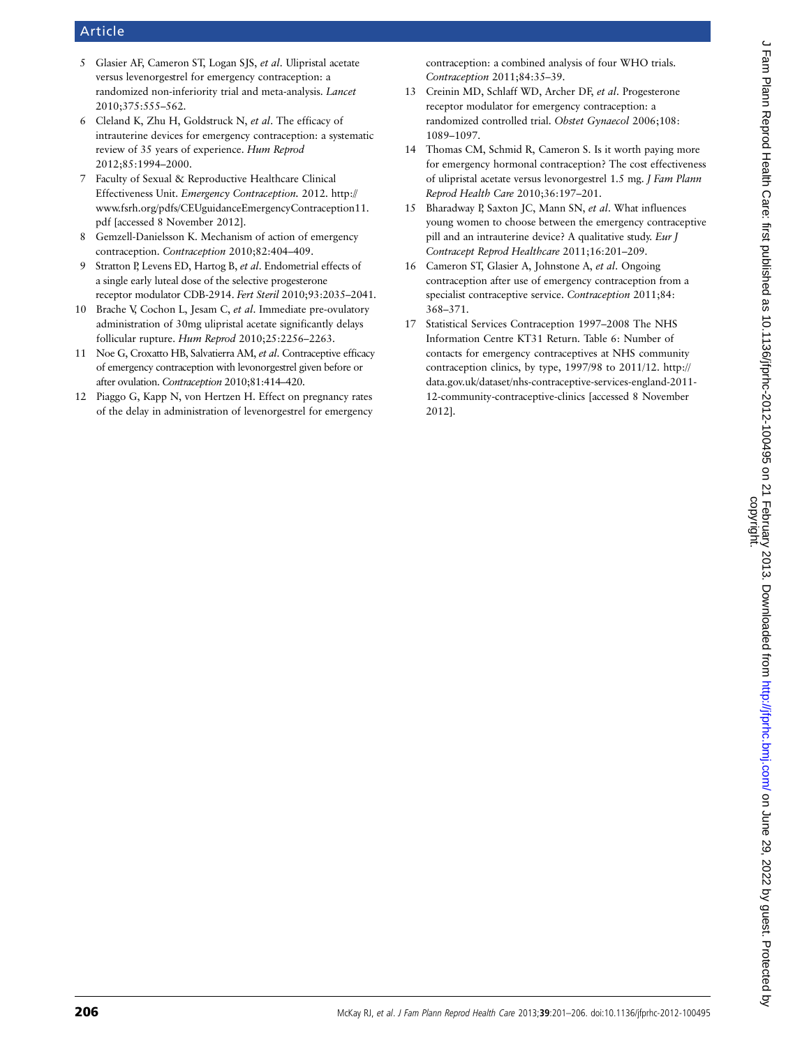5. Glasier AF, Cameron ST, Logan SJS, *et al*. Ulipristal acetate versus levenorgestrel for emergency contraception: a randomized non-inferiority trial and meta-analysis. *Lancet* 2010;375:555–562.
6. Cleland K, Zhu H, Goldstruck N, *et al*. The efficacy of intrauterine devices for emergency contraception: a systematic review of 35 years of experience. *Hum Reprod* 2012;85:1994–2000.
7. Faculty of Sexual & Reproductive Healthcare Clinical Effectiveness Unit. *Emergency Contraception*. 2012. http://www.fsrh.org/pdfs/CEUguidanceEmergencyContraception11.pdf [accessed 8 November 2012].
8. Gemzell-Danielsson K. Mechanism of action of emergency contraception. *Contraception* 2010;82:404–409.
9. Stratton P, Levens ED, Hartog B, *et al*. Endometrial effects of a single early luteal dose of the selective progesterone receptor modulator CDB-2914. *Fert Steril* 2010;93:2035–2041.
10. Brache V, Cochon L, Jesam C, *et al*. Immediate pre-ovulatory administration of 30mg ulipristal acetate significantly delays follicular rupture. *Hum Reprod* 2010;25:2256–2263.
11. Noe G, Croxatto HB, Salvatierra AM, *et al*. Contraceptive efficacy of emergency contraception with levonorgestrel given before or after ovulation. *Contraception* 2010;81:414–420.
12. Piaggo G, Kapp N, von Hertzen H. Effect on pregnancy rates of the delay in administration of levenorgestrel for emergency contraception: a combined analysis of four WHO trials. *Contraception* 2011;84:35–39.
13. Creinin MD, Schlaff WD, Archer DF, *et al*. Progesterone receptor modulator for emergency contraception: a randomized controlled trial. *Obstet Gynaecol* 2006;108:1089–1097.
14. Thomas CM, Schmid R, Cameron S. Is it worth paying more for emergency hormonal contraception? The cost effectiveness of ulipristal acetate versus levonorgestrel 1.5 mg. *J Fam Plann Reprod Health Care* 2010;36:197–201.
15. Bharadway P, Saxton JC, Mann SN, *et al*. What influences young women to choose between the emergency contraceptive pill and an intrauterine device? A qualitative study. *Eur J Contracept Reprod Healthcare* 2011;16:201–209.
16. Cameron ST, Glasier A, Johnstone A, *et al*. Ongoing contraception after use of emergency contraception from a specialist contraceptive service. *Contraception* 2011;84:368–371.
17. Statistical Services Contraception 1997–2008 The NHS Information Centre KT31 Return. Table 6: Number of contacts for emergency contraceptives at NHS community contraception clinics, by type, 1997/98 to 2011/12. http://data.gov.uk/dataset/nhs-contraceptive-services-england-2011-12-community-contraceptive-clinics [accessed 8 November 2012].